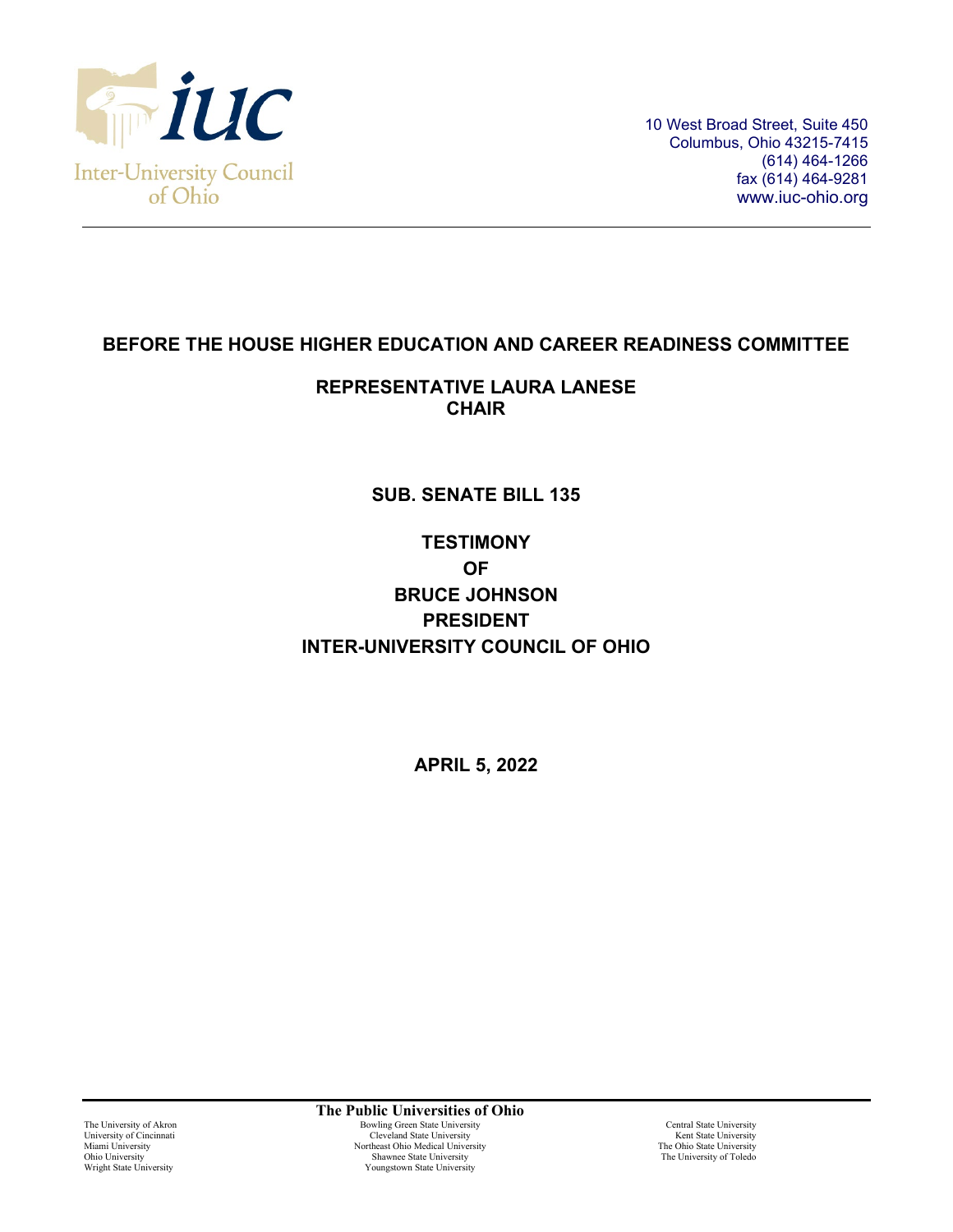Inter-University Council of Ohio

10 West Broad Street, Suite 450
Columbus, Ohio 43215-7415
(614) 464-1266
fax (614) 464-9281
www.iuc-ohio.org

---

## BEFORE THE HOUSE HIGHER EDUCATION AND CAREER READINESS COMMITTEE

### REPRESENTATIVE LAURA LANESE
### CHAIR

### SUB. SENATE BILL 135

### TESTIMONY
### OF
### BRUCE JOHNSON
### PRESIDENT
### INTER-UNIVERSITY COUNCIL OF OHIO

**APRIL 5, 2022**

---

**The Public Universities of Ohio**

The University of Akron
University of Cincinnati
Miami University
Ohio University
Wright State University
Bowling Green State University
Cleveland State University
Northeast Ohio Medical University
Shawnee State University
Youngstown State University
Central State University
Kent State University
The Ohio State University
The University of Toledo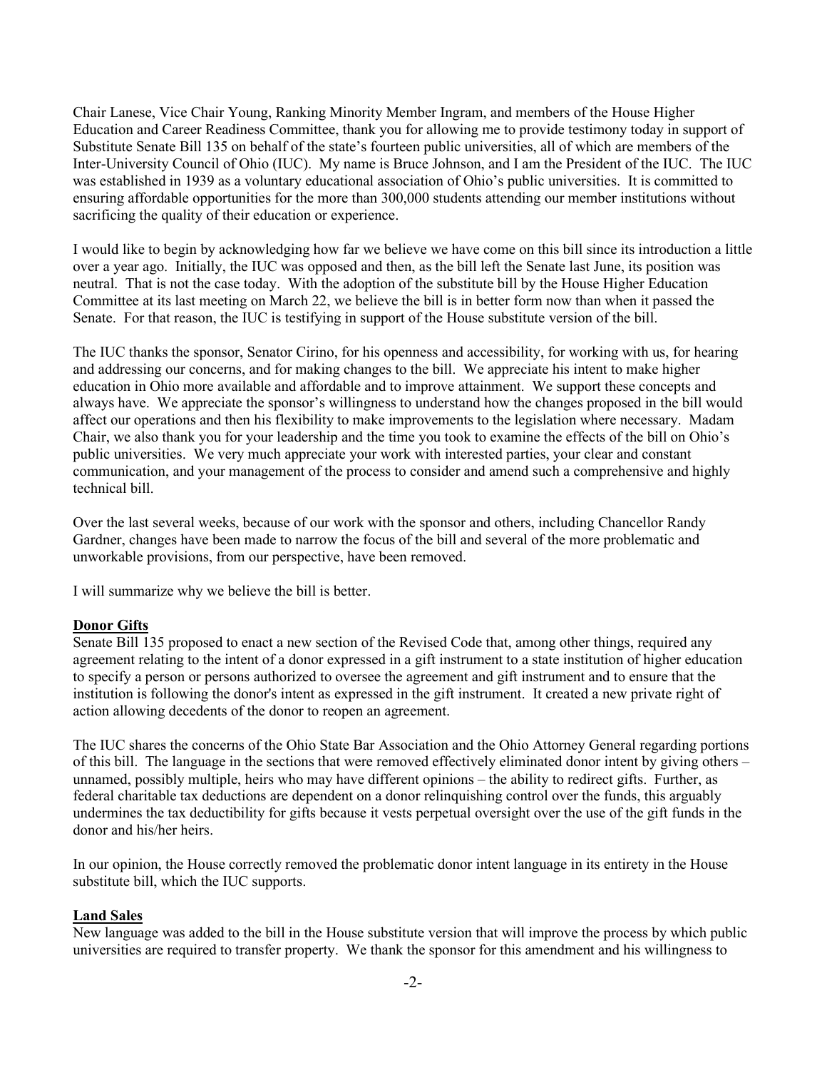Chair Lanese, Vice Chair Young, Ranking Minority Member Ingram, and members of the House Higher Education and Career Readiness Committee, thank you for allowing me to provide testimony today in support of Substitute Senate Bill 135 on behalf of the state's fourteen public universities, all of which are members of the Inter-University Council of Ohio (IUC). My name is Bruce Johnson, and I am the President of the IUC. The IUC was established in 1939 as a voluntary educational association of Ohio's public universities. It is committed to ensuring affordable opportunities for the more than 300,000 students attending our member institutions without sacrificing the quality of their education or experience.

I would like to begin by acknowledging how far we believe we have come on this bill since its introduction a little over a year ago. Initially, the IUC was opposed and then, as the bill left the Senate last June, its position was neutral. That is not the case today. With the adoption of the substitute bill by the House Higher Education Committee at its last meeting on March 22, we believe the bill is in better form now than when it passed the Senate. For that reason, the IUC is testifying in support of the House substitute version of the bill.

The IUC thanks the sponsor, Senator Cirino, for his openness and accessibility, for working with us, for hearing and addressing our concerns, and for making changes to the bill. We appreciate his intent to make higher education in Ohio more available and affordable and to improve attainment. We support these concepts and always have. We appreciate the sponsor's willingness to understand how the changes proposed in the bill would affect our operations and then his flexibility to make improvements to the legislation where necessary. Madam Chair, we also thank you for your leadership and the time you took to examine the effects of the bill on Ohio's public universities. We very much appreciate your work with interested parties, your clear and constant communication, and your management of the process to consider and amend such a comprehensive and highly technical bill.

Over the last several weeks, because of our work with the sponsor and others, including Chancellor Randy Gardner, changes have been made to narrow the focus of the bill and several of the more problematic and unworkable provisions, from our perspective, have been removed.

I will summarize why we believe the bill is better.

**Donor Gifts**

Senate Bill 135 proposed to enact a new section of the Revised Code that, among other things, required any agreement relating to the intent of a donor expressed in a gift instrument to a state institution of higher education to specify a person or persons authorized to oversee the agreement and gift instrument and to ensure that the institution is following the donor's intent as expressed in the gift instrument. It created a new private right of action allowing decedents of the donor to reopen an agreement.

The IUC shares the concerns of the Ohio State Bar Association and the Ohio Attorney General regarding portions of this bill. The language in the sections that were removed effectively eliminated donor intent by giving others – unnamed, possibly multiple, heirs who may have different opinions – the ability to redirect gifts. Further, as federal charitable tax deductions are dependent on a donor relinquishing control over the funds, this arguably undermines the tax deductibility for gifts because it vests perpetual oversight over the use of the gift funds in the donor and his/her heirs.

In our opinion, the House correctly removed the problematic donor intent language in its entirety in the House substitute bill, which the IUC supports.

**Land Sales**

New language was added to the bill in the House substitute version that will improve the process by which public universities are required to transfer property. We thank the sponsor for this amendment and his willingness to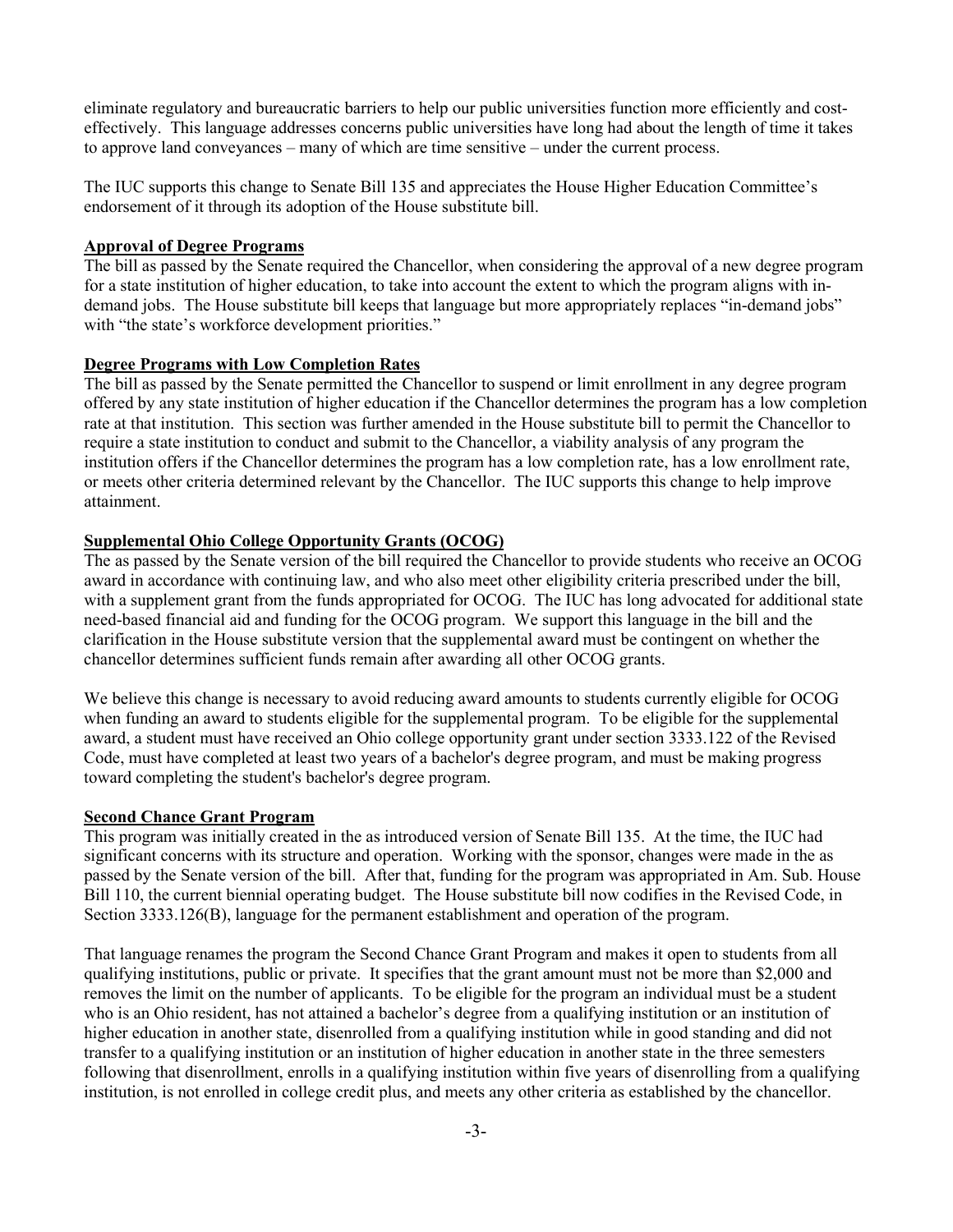eliminate regulatory and bureaucratic barriers to help our public universities function more efficiently and cost-effectively. This language addresses concerns public universities have long had about the length of time it takes to approve land conveyances – many of which are time sensitive – under the current process.

The IUC supports this change to Senate Bill 135 and appreciates the House Higher Education Committee's endorsement of it through its adoption of the House substitute bill.

**Approval of Degree Programs**

The bill as passed by the Senate required the Chancellor, when considering the approval of a new degree program for a state institution of higher education, to take into account the extent to which the program aligns with in-demand jobs. The House substitute bill keeps that language but more appropriately replaces "in-demand jobs" with "the state's workforce development priorities."

**Degree Programs with Low Completion Rates**

The bill as passed by the Senate permitted the Chancellor to suspend or limit enrollment in any degree program offered by any state institution of higher education if the Chancellor determines the program has a low completion rate at that institution. This section was further amended in the House substitute bill to permit the Chancellor to require a state institution to conduct and submit to the Chancellor, a viability analysis of any program the institution offers if the Chancellor determines the program has a low completion rate, has a low enrollment rate, or meets other criteria determined relevant by the Chancellor. The IUC supports this change to help improve attainment.

**Supplemental Ohio College Opportunity Grants (OCOG)**

The as passed by the Senate version of the bill required the Chancellor to provide students who receive an OCOG award in accordance with continuing law, and who also meet other eligibility criteria prescribed under the bill, with a supplement grant from the funds appropriated for OCOG. The IUC has long advocated for additional state need-based financial aid and funding for the OCOG program. We support this language in the bill and the clarification in the House substitute version that the supplemental award must be contingent on whether the chancellor determines sufficient funds remain after awarding all other OCOG grants.

We believe this change is necessary to avoid reducing award amounts to students currently eligible for OCOG when funding an award to students eligible for the supplemental program. To be eligible for the supplemental award, a student must have received an Ohio college opportunity grant under section 3333.122 of the Revised Code, must have completed at least two years of a bachelor's degree program, and must be making progress toward completing the student's bachelor's degree program.

**Second Chance Grant Program**

This program was initially created in the as introduced version of Senate Bill 135. At the time, the IUC had significant concerns with its structure and operation. Working with the sponsor, changes were made in the as passed by the Senate version of the bill. After that, funding for the program was appropriated in Am. Sub. House Bill 110, the current biennial operating budget. The House substitute bill now codifies in the Revised Code, in Section 3333.126(B), language for the permanent establishment and operation of the program.

That language renames the program the Second Chance Grant Program and makes it open to students from all qualifying institutions, public or private. It specifies that the grant amount must not be more than $2,000 and removes the limit on the number of applicants. To be eligible for the program an individual must be a student who is an Ohio resident, has not attained a bachelor's degree from a qualifying institution or an institution of higher education in another state, disenrolled from a qualifying institution while in good standing and did not transfer to a qualifying institution or an institution of higher education in another state in the three semesters following that disenrollment, enrolls in a qualifying institution within five years of disenrolling from a qualifying institution, is not enrolled in college credit plus, and meets any other criteria as established by the chancellor.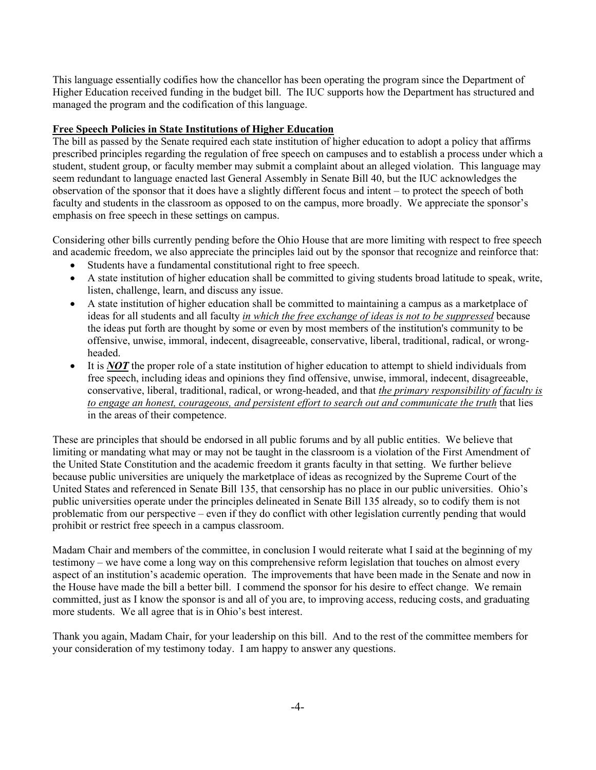This language essentially codifies how the chancellor has been operating the program since the Department of Higher Education received funding in the budget bill. The IUC supports how the Department has structured and managed the program and the codification of this language.

**<u>Free Speech Policies in State Institutions of Higher Education</u>**

The bill as passed by the Senate required each state institution of higher education to adopt a policy that affirms prescribed principles regarding the regulation of free speech on campuses and to establish a process under which a student, student group, or faculty member may submit a complaint about an alleged violation. This language may seem redundant to language enacted last General Assembly in Senate Bill 40, but the IUC acknowledges the observation of the sponsor that it does have a slightly different focus and intent – to protect the speech of both faculty and students in the classroom as opposed to on the campus, more broadly. We appreciate the sponsor's emphasis on free speech in these settings on campus.

Considering other bills currently pending before the Ohio House that are more limiting with respect to free speech and academic freedom, we also appreciate the principles laid out by the sponsor that recognize and reinforce that:

- Students have a fundamental constitutional right to free speech.
- A state institution of higher education shall be committed to giving students broad latitude to speak, write, listen, challenge, learn, and discuss any issue.
- A state institution of higher education shall be committed to maintaining a campus as a marketplace of ideas for all students and all faculty *<u>in which the free exchange of ideas is not to be suppressed</u>* because the ideas put forth are thought by some or even by most members of the institution's community to be offensive, unwise, immoral, indecent, disagreeable, conservative, liberal, traditional, radical, or wrong-headed.
- It is ***<u>NOT</u>*** the proper role of a state institution of higher education to attempt to shield individuals from free speech, including ideas and opinions they find offensive, unwise, immoral, indecent, disagreeable, conservative, liberal, traditional, radical, or wrong-headed, and that *<u>the primary responsibility of faculty is to engage an honest, courageous, and persistent effort to search out and communicate the truth</u>* that lies in the areas of their competence.

These are principles that should be endorsed in all public forums and by all public entities. We believe that limiting or mandating what may or may not be taught in the classroom is a violation of the First Amendment of the United State Constitution and the academic freedom it grants faculty in that setting. We further believe because public universities are uniquely the marketplace of ideas as recognized by the Supreme Court of the United States and referenced in Senate Bill 135, that censorship has no place in our public universities. Ohio's public universities operate under the principles delineated in Senate Bill 135 already, so to codify them is not problematic from our perspective – even if they do conflict with other legislation currently pending that would prohibit or restrict free speech in a campus classroom.

Madam Chair and members of the committee, in conclusion I would reiterate what I said at the beginning of my testimony – we have come a long way on this comprehensive reform legislation that touches on almost every aspect of an institution's academic operation. The improvements that have been made in the Senate and now in the House have made the bill a better bill. I commend the sponsor for his desire to effect change. We remain committed, just as I know the sponsor is and all of you are, to improving access, reducing costs, and graduating more students. We all agree that is in Ohio's best interest.

Thank you again, Madam Chair, for your leadership on this bill. And to the rest of the committee members for your consideration of my testimony today. I am happy to answer any questions.